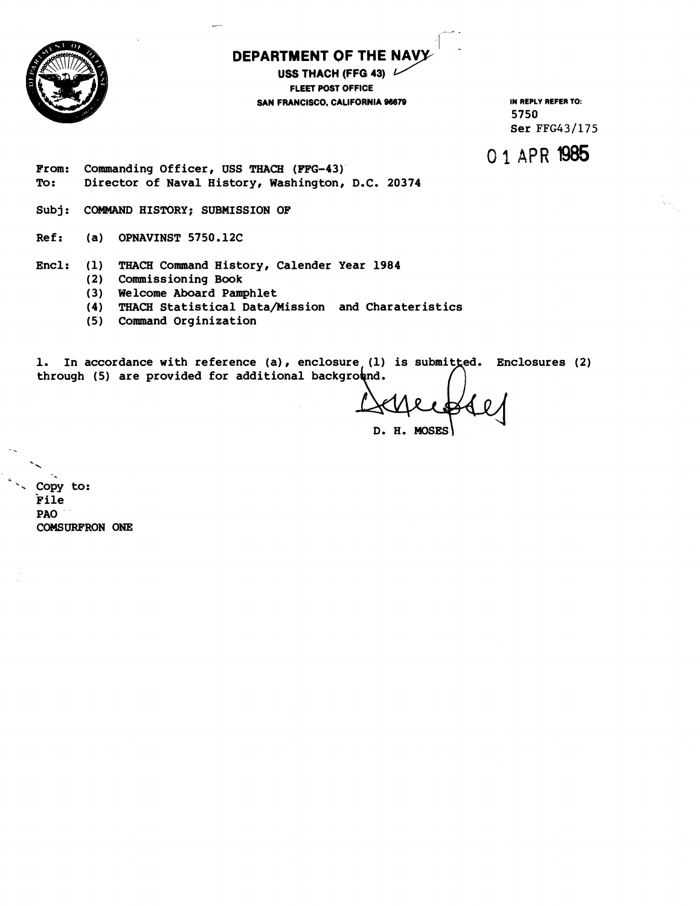# DEPARTMENT OF THE NAVY

**USS THACH (FFG 43)**
**FLEET POST OFFICE**
**SAN FRANCISCO, CALIFORNIA 96679**

IN REPLY REFER TO:
5750
Ser FFG43/175

01 APR 1985

From: Commanding Officer, USS THACH (FFG-43)
To: Director of Naval History, Washington, D.C. 20374

Subj: COMMAND HISTORY; SUBMISSION OF

Ref: (a) OPNAVINST 5750.12C

Encl: (1) THACH Command History, Calender Year 1984
(2) Commissioning Book
(3) Welcome Aboard Pamphlet
(4) THACH Statistical Data/Mission and Charateristics
(5) Command Orginization

1. In accordance with reference (a), enclosure (1) is submitted. Enclosures (2) through (5) are provided for additional background.

D. H. MOSES

Copy to:
File
PAO
COMSURFRON ONE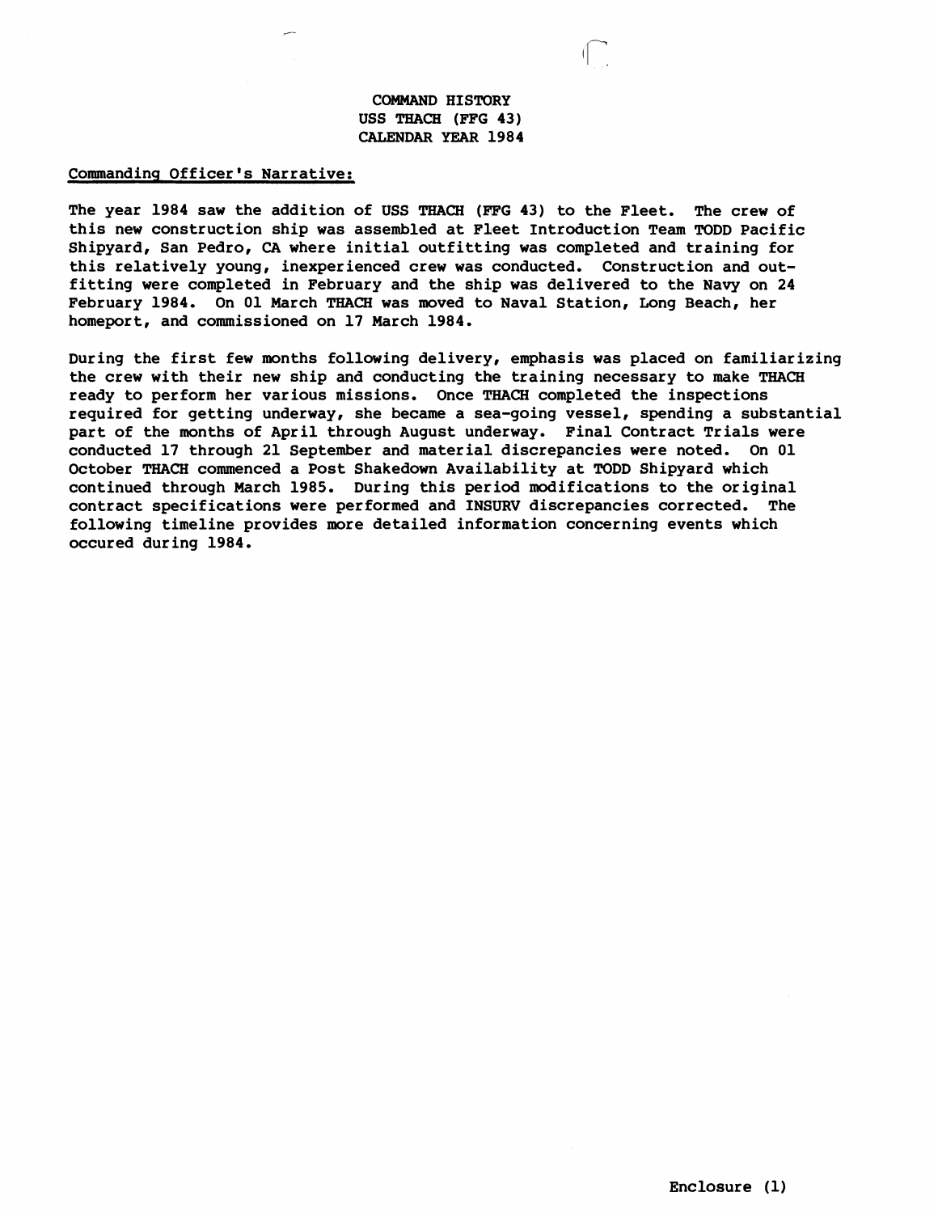# COMMAND HISTORY
## USS THACH (FFG 43)
## CALENDAR YEAR 1984

Commanding Officer's Narrative:

The year 1984 saw the addition of USS THACH (FFG 43) to the Fleet. The crew of this new construction ship was assembled at Fleet Introduction Team TODD Pacific Shipyard, San Pedro, CA where initial outfitting was completed and training for this relatively young, inexperienced crew was conducted. Construction and outfitting were completed in February and the ship was delivered to the Navy on 24 February 1984. On 01 March THACH was moved to Naval Station, Long Beach, her homeport, and commissioned on 17 March 1984.

During the first few months following delivery, emphasis was placed on familiarizing the crew with their new ship and conducting the training necessary to make THACH ready to perform her various missions. Once THACH completed the inspections required for getting underway, she became a sea-going vessel, spending a substantial part of the months of April through August underway. Final Contract Trials were conducted 17 through 21 September and material discrepancies were noted. On 01 October THACH commenced a Post Shakedown Availability at TODD Shipyard which continued through March 1985. During this period modifications to the original contract specifications were performed and INSURV discrepancies corrected. The following timeline provides more detailed information concerning events which occured during 1984.

Enclosure (1)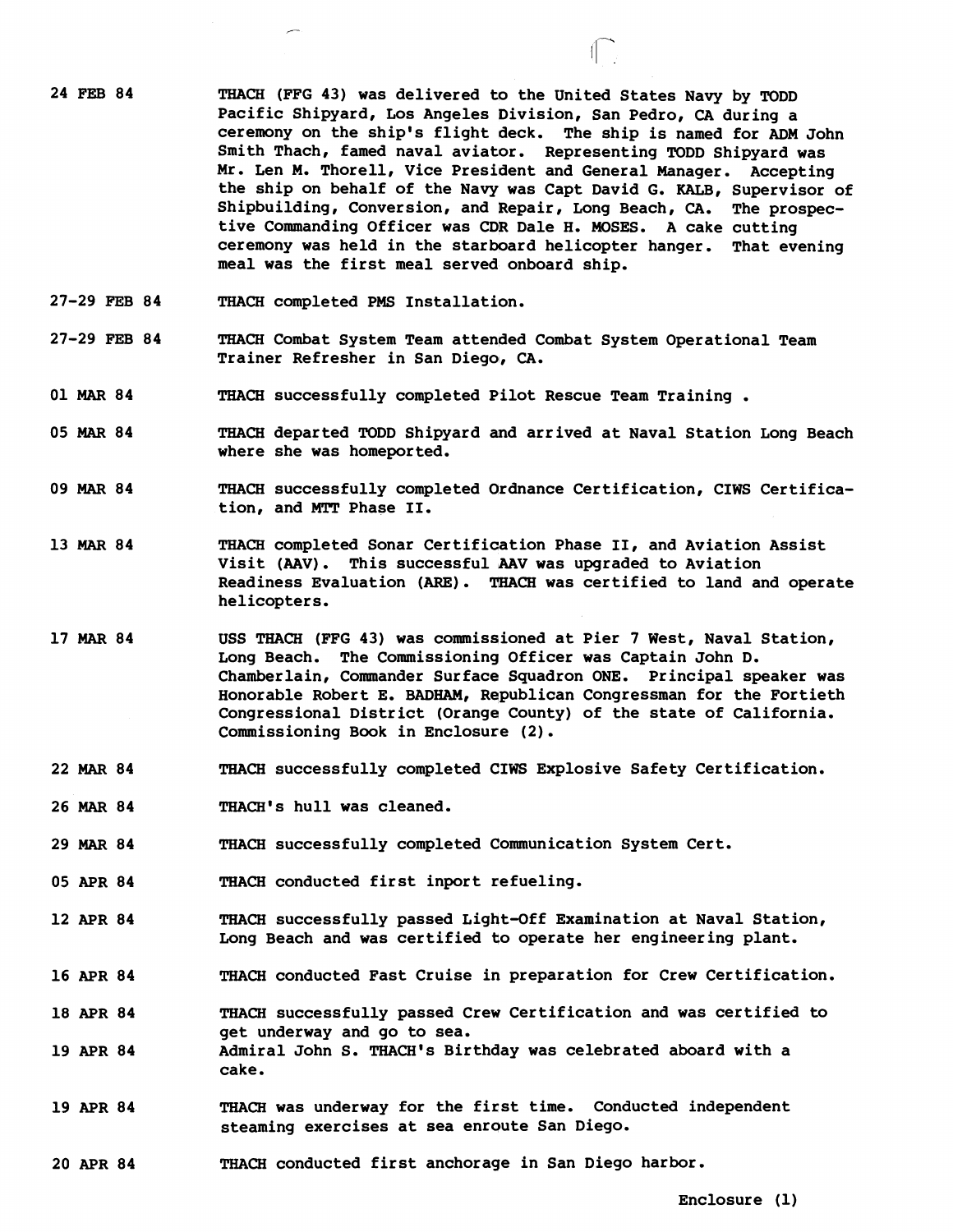| | |
|---|---|
| 24 FEB 84 | THACH (FFG 43) was delivered to the United States Navy by TODD Pacific Shipyard, Los Angeles Division, San Pedro, CA during a ceremony on the ship's flight deck. The ship is named for ADM John Smith Thach, famed naval aviator. Representing TODD Shipyard was Mr. Len M. Thorell, Vice President and General Manager. Accepting the ship on behalf of the Navy was Capt David G. KALB, Supervisor of Shipbuilding, Conversion, and Repair, Long Beach, CA. The prospective Commanding Officer was CDR Dale H. MOSES. A cake cutting ceremony was held in the starboard helicopter hanger. That evening meal was the first meal served onboard ship. |
| 27-29 FEB 84 | THACH completed PMS Installation. |
| 27-29 FEB 84 | THACH Combat System Team attended Combat System Operational Team Trainer Refresher in San Diego, CA. |
| 01 MAR 84 | THACH successfully completed Pilot Rescue Team Training . |
| 05 MAR 84 | THACH departed TODD Shipyard and arrived at Naval Station Long Beach where she was homeported. |
| 09 MAR 84 | THACH successfully completed Ordnance Certification, CIWS Certification, and MTT Phase II. |
| 13 MAR 84 | THACH completed Sonar Certification Phase II, and Aviation Assist Visit (AAV). This successful AAV was upgraded to Aviation Readiness Evaluation (ARE). THACH was certified to land and operate helicopters. |
| 17 MAR 84 | USS THACH (FFG 43) was commissioned at Pier 7 West, Naval Station, Long Beach. The Commissioning Officer was Captain John D. Chamberlain, Commander Surface Squadron ONE. Principal speaker was Honorable Robert E. BADHAM, Republican Congressman for the Fortieth Congressional District (Orange County) of the state of California. Commissioning Book in Enclosure (2). |
| 22 MAR 84 | THACH successfully completed CIWS Explosive Safety Certification. |
| 26 MAR 84 | THACH's hull was cleaned. |
| 29 MAR 84 | THACH successfully completed Communication System Cert. |
| 05 APR 84 | THACH conducted first inport refueling. |
| 12 APR 84 | THACH successfully passed Light-Off Examination at Naval Station, Long Beach and was certified to operate her engineering plant. |
| 16 APR 84 | THACH conducted Fast Cruise in preparation for Crew Certification. |
| 18 APR 84 | THACH successfully passed Crew Certification and was certified to get underway and go to sea. |
| 19 APR 84 | Admiral John S. THACH's Birthday was celebrated aboard with a cake. |
| 19 APR 84 | THACH was underway for the first time. Conducted independent steaming exercises at sea enroute San Diego. |
| 20 APR 84 | THACH conducted first anchorage in San Diego harbor. |

Enclosure (1)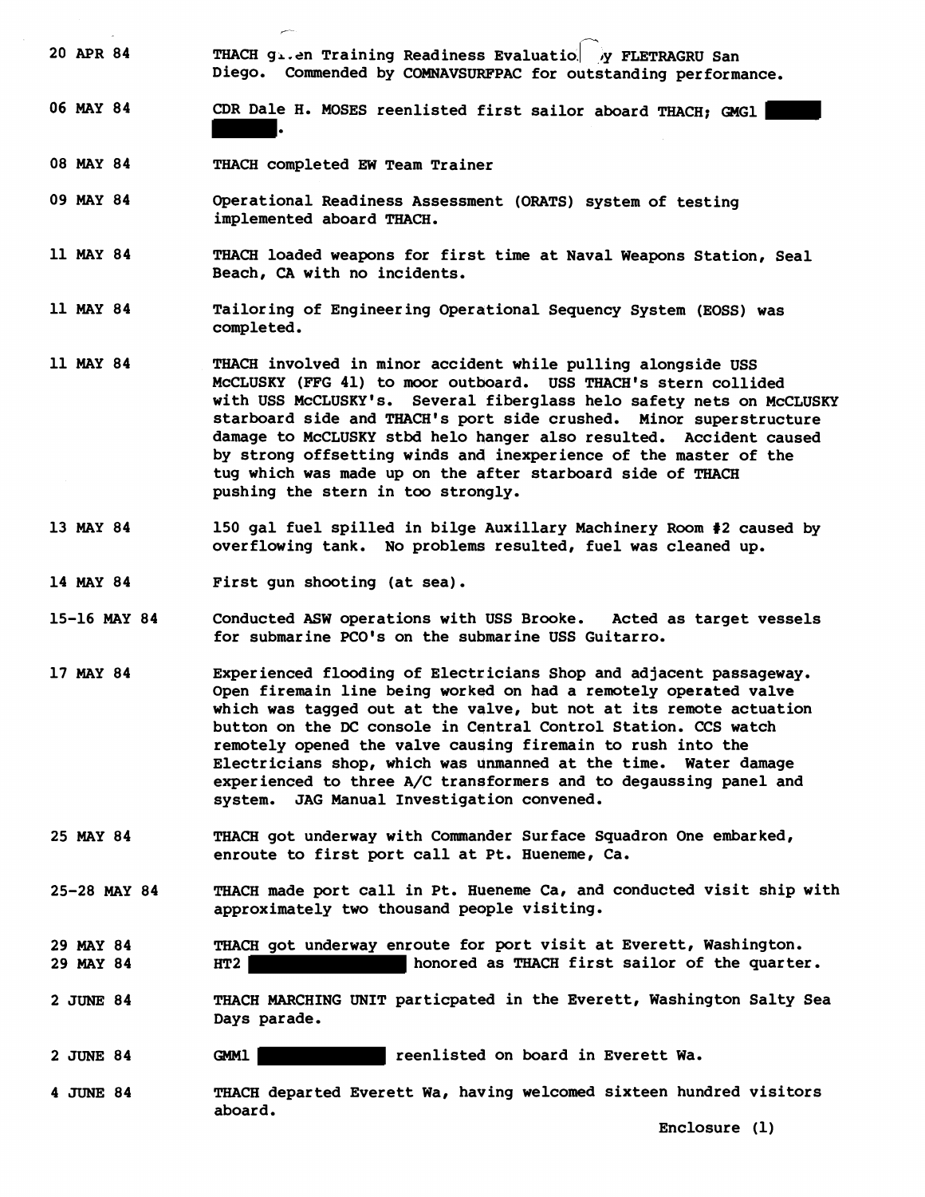| | |
|---|---|
| 20 APR 84 | THACH given Training Readiness Evaluation by FLETRAGRU San Diego. Commended by COMNAVSURFPAC for outstanding performance. |
| 06 MAY 84 | CDR Dale H. MOSES reenlisted first sailor aboard THACH; GMG1 ██████. |
| 08 MAY 84 | THACH completed EW Team Trainer |
| 09 MAY 84 | Operational Readiness Assessment (ORATS) system of testing implemented aboard THACH. |
| 11 MAY 84 | THACH loaded weapons for first time at Naval Weapons Station, Seal Beach, CA with no incidents. |
| 11 MAY 84 | Tailoring of Engineering Operational Sequency System (EOSS) was completed. |
| 11 MAY 84 | THACH involved in minor accident while pulling alongside USS McCLUSKY (FFG 41) to moor outboard. USS THACH's stern collided with USS McCLUSKY's. Several fiberglass helo safety nets on McCLUSKY starboard side and THACH's port side crushed. Minor superstructure damage to McCLUSKY stbd helo hanger also resulted. Accident caused by strong offsetting winds and inexperience of the master of the tug which was made up on the after starboard side of THACH pushing the stern in too strongly. |
| 13 MAY 84 | 150 gal fuel spilled in bilge Auxillary Machinery Room #2 caused by overflowing tank. No problems resulted, fuel was cleaned up. |
| 14 MAY 84 | First gun shooting (at sea). |
| 15-16 MAY 84 | Conducted ASW operations with USS Brooke. Acted as target vessels for submarine PCO's on the submarine USS Guitarro. |
| 17 MAY 84 | Experienced flooding of Electricians Shop and adjacent passageway. Open firemain line being worked on had a remotely operated valve which was tagged out at the valve, but not at its remote actuation button on the DC console in Central Control Station. CCS watch remotely opened the valve causing firemain to rush into the Electricians shop, which was unmanned at the time. Water damage experienced to three A/C transformers and to degaussing panel and system. JAG Manual Investigation convened. |
| 25 MAY 84 | THACH got underway with Commander Surface Squadron One embarked, enroute to first port call at Pt. Hueneme, Ca. |
| 25-28 MAY 84 | THACH made port call in Pt. Hueneme Ca, and conducted visit ship with approximately two thousand people visiting. |
| 29 MAY 84 | THACH got underway enroute for port visit at Everett, Washington. |
| 29 MAY 84 | HT2 ██████████ honored as THACH first sailor of the quarter. |
| 2 JUNE 84 | THACH MARCHING UNIT particpated in the Everett, Washington Salty Sea Days parade. |
| 2 JUNE 84 | GMM1 ██████████ reenlisted on board in Everett Wa. |
| 4 JUNE 84 | THACH departed Everett Wa, having welcomed sixteen hundred visitors aboard. |

Enclosure (1)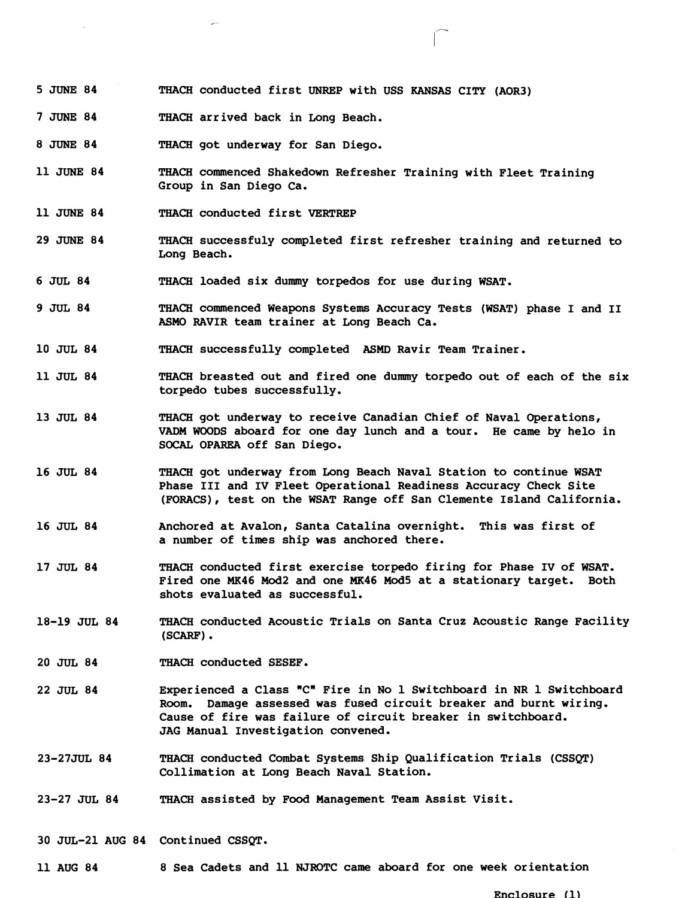5 JUNE 84 THACH conducted first UNREP with USS KANSAS CITY (AOR3)

7 JUNE 84 THACH arrived back in Long Beach.

8 JUNE 84 THACH got underway for San Diego.

11 JUNE 84 THACH commenced Shakedown Refresher Training with Fleet Training Group in San Diego Ca.

11 JUNE 84 THACH conducted first VERTREP

29 JUNE 84 THACH successfuly completed first refresher training and returned to Long Beach.

6 JUL 84 THACH loaded six dummy torpedos for use during WSAT.

9 JUL 84 THACH commenced Weapons Systems Accuracy Tests (WSAT) phase I and II ASMO RAVIR team trainer at Long Beach Ca.

10 JUL 84 THACH successfully completed ASMD Ravir Team Trainer.

11 JUL 84 THACH breasted out and fired one dummy torpedo out of each of the six torpedo tubes successfully.

13 JUL 84 THACH got underway to receive Canadian Chief of Naval Operations, VADM WOODS aboard for one day lunch and a tour. He came by helo in SOCAL OPAREA off San Diego.

16 JUL 84 THACH got underway from Long Beach Naval Station to continue WSAT Phase III and IV Fleet Operational Readiness Accuracy Check Site (FORACS), test on the WSAT Range off San Clemente Island California.

16 JUL 84 Anchored at Avalon, Santa Catalina overnight. This was first of a number of times ship was anchored there.

17 JUL 84 THACH conducted first exercise torpedo firing for Phase IV of WSAT. Fired one MK46 Mod2 and one MK46 Mod5 at a stationary target. Both shots evaluated as successful.

18-19 JUL 84 THACH conducted Acoustic Trials on Santa Cruz Acoustic Range Facility (SCARF).

20 JUL 84 THACH conducted SESEF.

22 JUL 84 Experienced a Class "C" Fire in No 1 Switchboard in NR 1 Switchboard Room. Damage assessed was fused circuit breaker and burnt wiring. Cause of fire was failure of circuit breaker in switchboard. JAG Manual Investigation convened.

23-27JUL 84 THACH conducted Combat Systems Ship Qualification Trials (CSSQT) Collimation at Long Beach Naval Station.

23-27 JUL 84 THACH assisted by Food Management Team Assist Visit.

30 JUL-21 AUG 84 Continued CSSQT.

11 AUG 84 8 Sea Cadets and 11 NJROTC came aboard for one week orientation

Enclosure (1)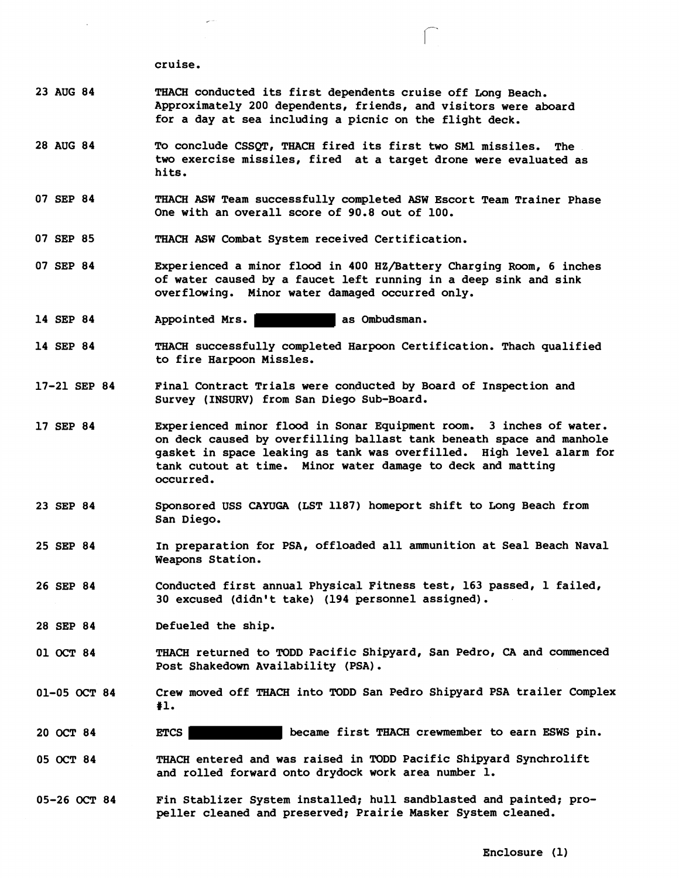cruise.

| | |
|---|---|
| 23 AUG 84 | THACH conducted its first dependents cruise off Long Beach. Approximately 200 dependents, friends, and visitors were aboard for a day at sea including a picnic on the flight deck. |
| 28 AUG 84 | To conclude CSSQT, THACH fired its first two SM1 missiles. The two exercise missiles, fired at a target drone were evaluated as hits. |
| 07 SEP 84 | THACH ASW Team successfully completed ASW Escort Team Trainer Phase One with an overall score of 90.8 out of 100. |
| 07 SEP 85 | THACH ASW Combat System received Certification. |
| 07 SEP 84 | Experienced a minor flood in 400 HZ/Battery Charging Room, 6 inches of water caused by a faucet left running in a deep sink and sink overflowing. Minor water damaged occurred only. |
| 14 SEP 84 | Appointed Mrs. ██████████ as Ombudsman. |
| 14 SEP 84 | THACH successfully completed Harpoon Certification. Thach qualified to fire Harpoon Missles. |
| 17-21 SEP 84 | Final Contract Trials were conducted by Board of Inspection and Survey (INSURV) from San Diego Sub-Board. |
| 17 SEP 84 | Experienced minor flood in Sonar Equipment room. 3 inches of water. on deck caused by overfilling ballast tank beneath space and manhole gasket in space leaking as tank was overfilled. High level alarm for tank cutout at time. Minor water damage to deck and matting occurred. |
| 23 SEP 84 | Sponsored USS CAYUGA (LST 1187) homeport shift to Long Beach from San Diego. |
| 25 SEP 84 | In preparation for PSA, offloaded all ammunition at Seal Beach Naval Weapons Station. |
| 26 SEP 84 | Conducted first annual Physical Fitness test, 163 passed, 1 failed, 30 excused (didn't take) (194 personnel assigned). |
| 28 SEP 84 | Defueled the ship. |
| 01 OCT 84 | THACH returned to TODD Pacific Shipyard, San Pedro, CA and commenced Post Shakedown Availability (PSA). |
| 01-05 OCT 84 | Crew moved off THACH into TODD San Pedro Shipyard PSA trailer Complex #1. |
| 20 OCT 84 | ETCS ██████████ became first THACH crewmember to earn ESWS pin. |
| 05 OCT 84 | THACH entered and was raised in TODD Pacific Shipyard Synchrolift and rolled forward onto drydock work area number 1. |
| 05-26 OCT 84 | Fin Stablizer System installed; hull sandblasted and painted; propeller cleaned and preserved; Prairie Masker System cleaned. |

Enclosure (1)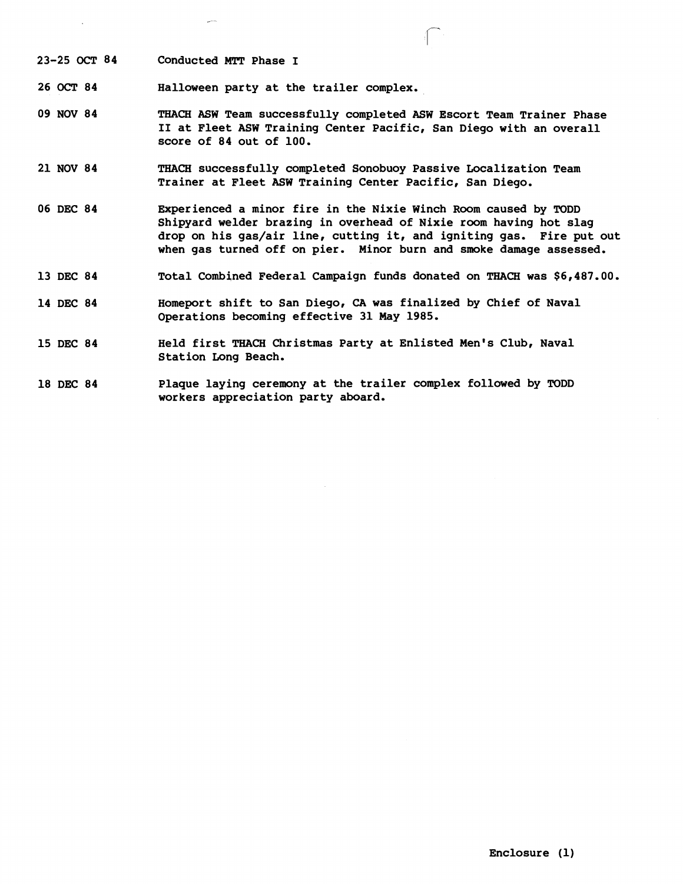| | |
|---|---|
| 23-25 OCT 84 | Conducted MTT Phase I |
| 26 OCT 84 | Halloween party at the trailer complex. |
| 09 NOV 84 | THACH ASW Team successfully completed ASW Escort Team Trainer Phase II at Fleet ASW Training Center Pacific, San Diego with an overall score of 84 out of 100. |
| 21 NOV 84 | THACH successfully completed Sonobuoy Passive Localization Team Trainer at Fleet ASW Training Center Pacific, San Diego. |
| 06 DEC 84 | Experienced a minor fire in the Nixie Winch Room caused by TODD Shipyard welder brazing in overhead of Nixie room having hot slag drop on his gas/air line, cutting it, and igniting gas. Fire put out when gas turned off on pier. Minor burn and smoke damage assessed. |
| 13 DEC 84 | Total Combined Federal Campaign funds donated on THACH was $6,487.00. |
| 14 DEC 84 | Homeport shift to San Diego, CA was finalized by Chief of Naval Operations becoming effective 31 May 1985. |
| 15 DEC 84 | Held first THACH Christmas Party at Enlisted Men's Club, Naval Station Long Beach. |
| 18 DEC 84 | Plaque laying ceremony at the trailer complex followed by TODD workers appreciation party aboard. |

Enclosure (1)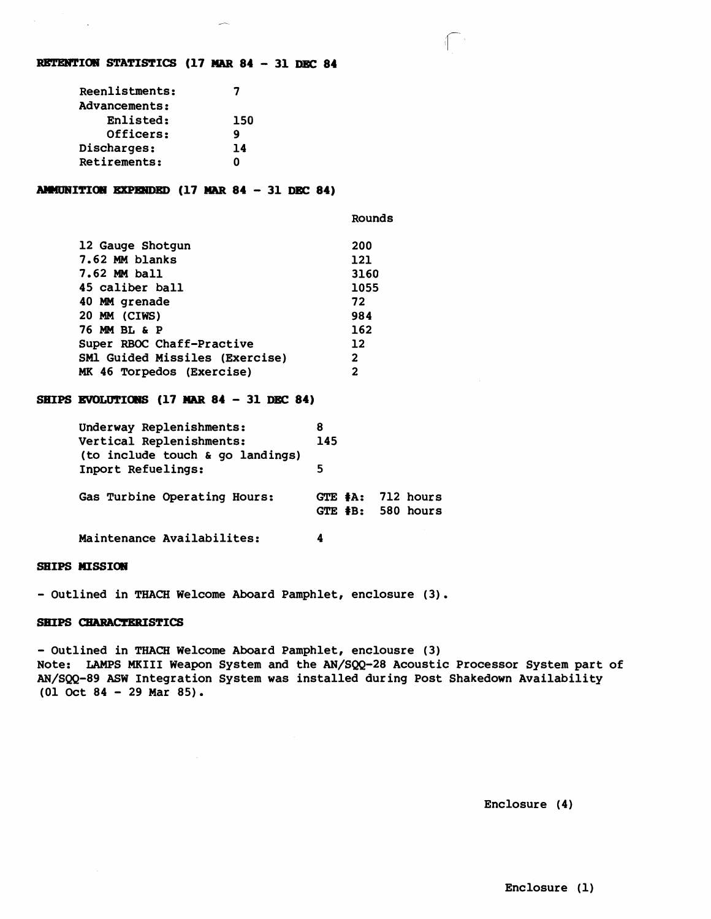**RETENTION STATISTICS (17 MAR 84 - 31 DEC 84**

| | |
|---|---|
| Reenlistments: | 7 |
| Advancements: | |
| Enlisted: | 150 |
| Officers: | 9 |
| Discharges: | 14 |
| Retirements: | 0 |

**AMMUNITION EXPENDED (17 MAR 84 - 31 DEC 84)**

| | Rounds |
|---|---|
| 12 Gauge Shotgun | 200 |
| 7.62 MM blanks | 121 |
| 7.62 MM ball | 3160 |
| 45 caliber ball | 1055 |
| 40 MM grenade | 72 |
| 20 MM (CIWS) | 984 |
| 76 MM BL & P | 162 |
| Super RBOC Chaff-Practive | 12 |
| SM1 Guided Missiles (Exercise) | 2 |
| MK 46 Torpedos (Exercise) | 2 |

**SHIPS EVOLUTIONS (17 MAR 84 - 31 DEC 84)**

| | |
|---|---|
| Underway Replenishments: | 8 |
| Vertical Replenishments: (to include touch & go landings) | 145 |
| Inport Refuelings: | 5 |
| Gas Turbine Operating Hours: | GTE #A: 712 hours |
| | GTE #B: 580 hours |
| Maintenance Availabilites: | 4 |

**SHIPS MISSION**

- Outlined in THACH Welcome Aboard Pamphlet, enclosure (3).

**SHIPS CHARACTERISTICS**

- Outlined in THACH Welcome Aboard Pamphlet, enclousre (3)

Note: LAMPS MKIII Weapon System and the AN/SQQ-28 Acoustic Processor System part of AN/SQQ-89 ASW Integration System was installed during Post Shakedown Availability (01 Oct 84 - 29 Mar 85).

Enclosure (4)

Enclosure (1)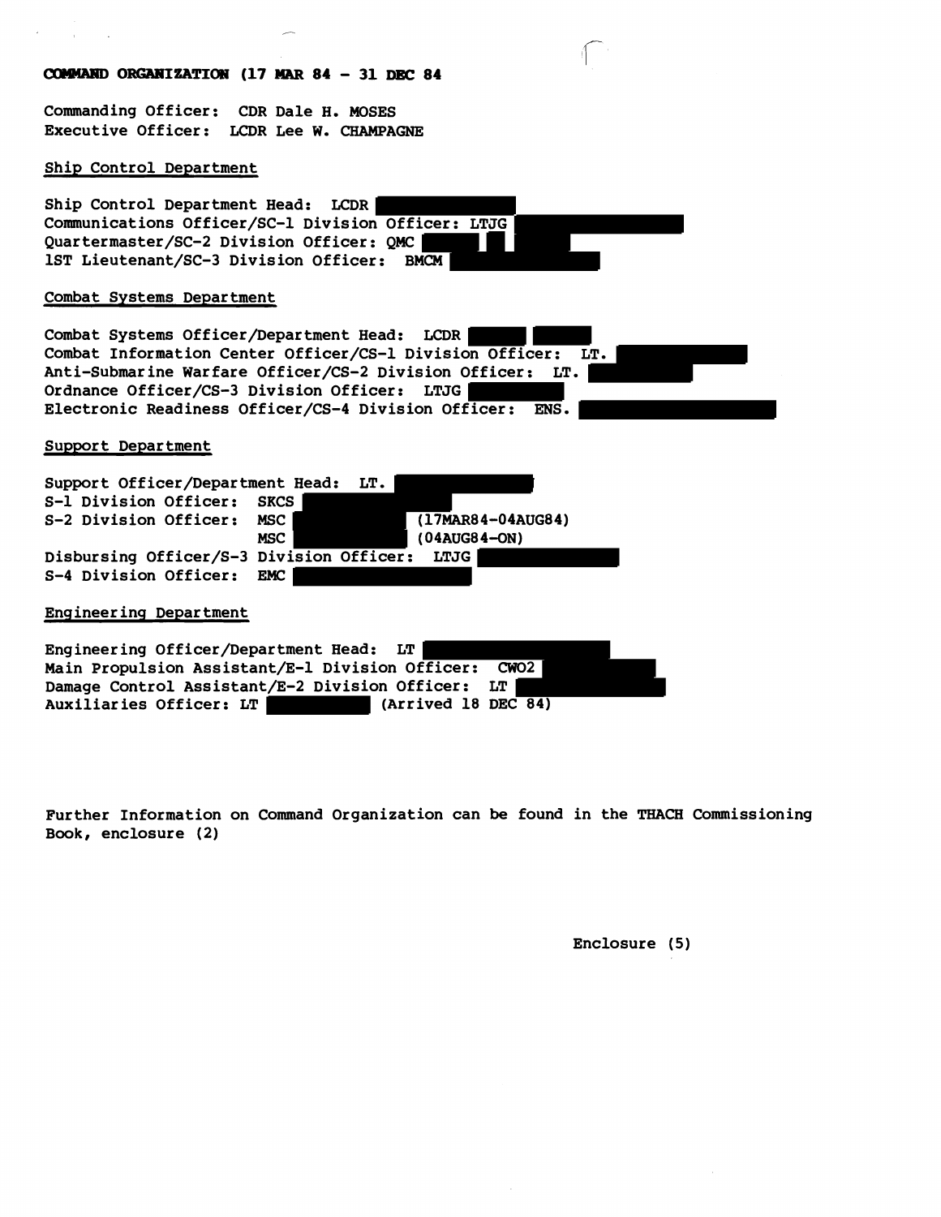# COMMAND ORGANIZATION (17 MAR 84 - 31 DEC 84

Commanding Officer: CDR Dale H. MOSES
Executive Officer: LCDR Lee W. CHAMPAGNE

## Ship Control Department

Ship Control Department Head: LCDR
Communications Officer/SC-1 Division Officer: LTJG
Quartermaster/SC-2 Division Officer: QMC
1ST Lieutenant/SC-3 Division Officer: BMCM

## Combat Systems Department

Combat Systems Officer/Department Head: LCDR
Combat Information Center Officer/CS-1 Division Officer: LT.
Anti-Submarine Warfare Officer/CS-2 Division Officer: LT.
Ordnance Officer/CS-3 Division Officer: LTJG
Electronic Readiness Officer/CS-4 Division Officer: ENS.

## Support Department

Support Officer/Department Head: LT.
S-1 Division Officer: SKCS
S-2 Division Officer: MSC (17MAR84-04AUG84)
MSC (04AUG84-ON)
Disbursing Officer/S-3 Division Officer: LTJG
S-4 Division Officer: EMC

## Engineering Department

Engineering Officer/Department Head: LT
Main Propulsion Assistant/E-1 Division Officer: CWO2
Damage Control Assistant/E-2 Division Officer: LT
Auxiliaries Officer: LT (Arrived 18 DEC 84)

Further Information on Command Organization can be found in the THACH Commissioning Book, enclosure (2)

Enclosure (5)